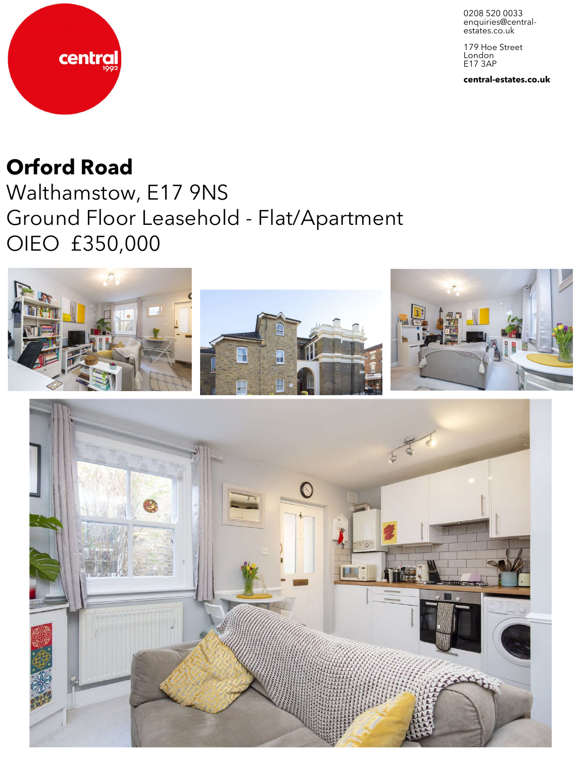central
1992

0208 520 0033
enquiries@central-estates.co.uk

179 Hoe Street
London
E17 3AP

**central-estates.co.uk**

# Orford Road

Walthamstow, E17 9NS
Ground Floor Leasehold - Flat/Apartment
OIEO £350,000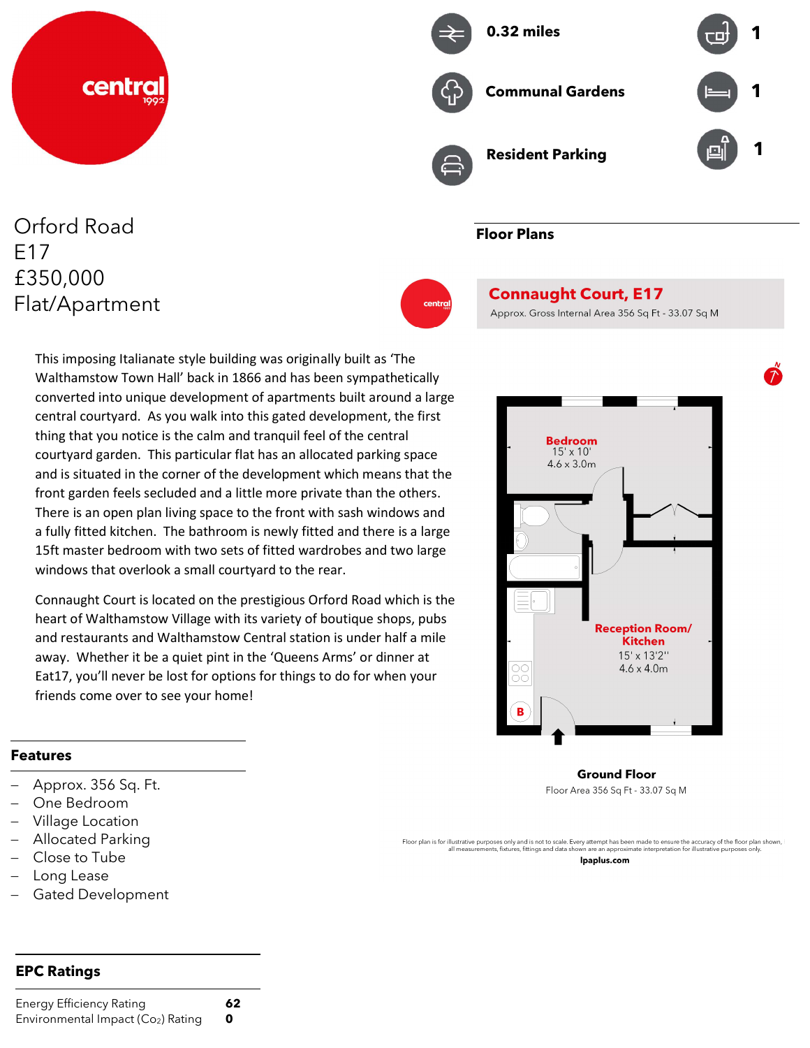0.32 miles

Communal Gardens

Resident Parking

1

1

1

Orford Road
E17
£350,000
Flat/Apartment

## Floor Plans

**Connaught Court, E17**
Approx. Gross Internal Area 356 Sq Ft - 33.07 Sq M

Bedroom
15' x 10'
4.6 x 3.0m

Reception Room/Kitchen
15' x 13'2"
4.6 x 4.0m

**Ground Floor**
Floor Area 356 Sq Ft - 33.07 Sq M

Floor plan is for illustrative purposes only and is not to scale. Every attempt has been made to ensure the accuracy of the floor plan shown, all measurements, fixtures, fittings and data shown are an approximate interpretation for illustrative purposes only.
lpaplus.com

This imposing Italianate style building was originally built as 'The Walthamstow Town Hall' back in 1866 and has been sympathetically converted into unique development of apartments built around a large central courtyard. As you walk into this gated development, the first thing that you notice is the calm and tranquil feel of the central courtyard garden. This particular flat has an allocated parking space and is situated in the corner of the development which means that the front garden feels secluded and a little more private than the others. There is an open plan living space to the front with sash windows and a fully fitted kitchen. The bathroom is newly fitted and there is a large 15ft master bedroom with two sets of fitted wardrobes and two large windows that overlook a small courtyard to the rear.

Connaught Court is located on the prestigious Orford Road which is the heart of Walthamstow Village with its variety of boutique shops, pubs and restaurants and Walthamstow Central station is under half a mile away. Whether it be a quiet pint in the 'Queens Arms' or dinner at Eat17, you'll never be lost for options for things to do for when your friends come over to see your home!

## Features

- Approx. 356 Sq. Ft.
- One Bedroom
- Village Location
- Allocated Parking
- Close to Tube
- Long Lease
- Gated Development

## EPC Ratings

| | |
|---|---|
| Energy Efficiency Rating | **62** |
| Environmental Impact ($Co_2$) Rating | **0** |